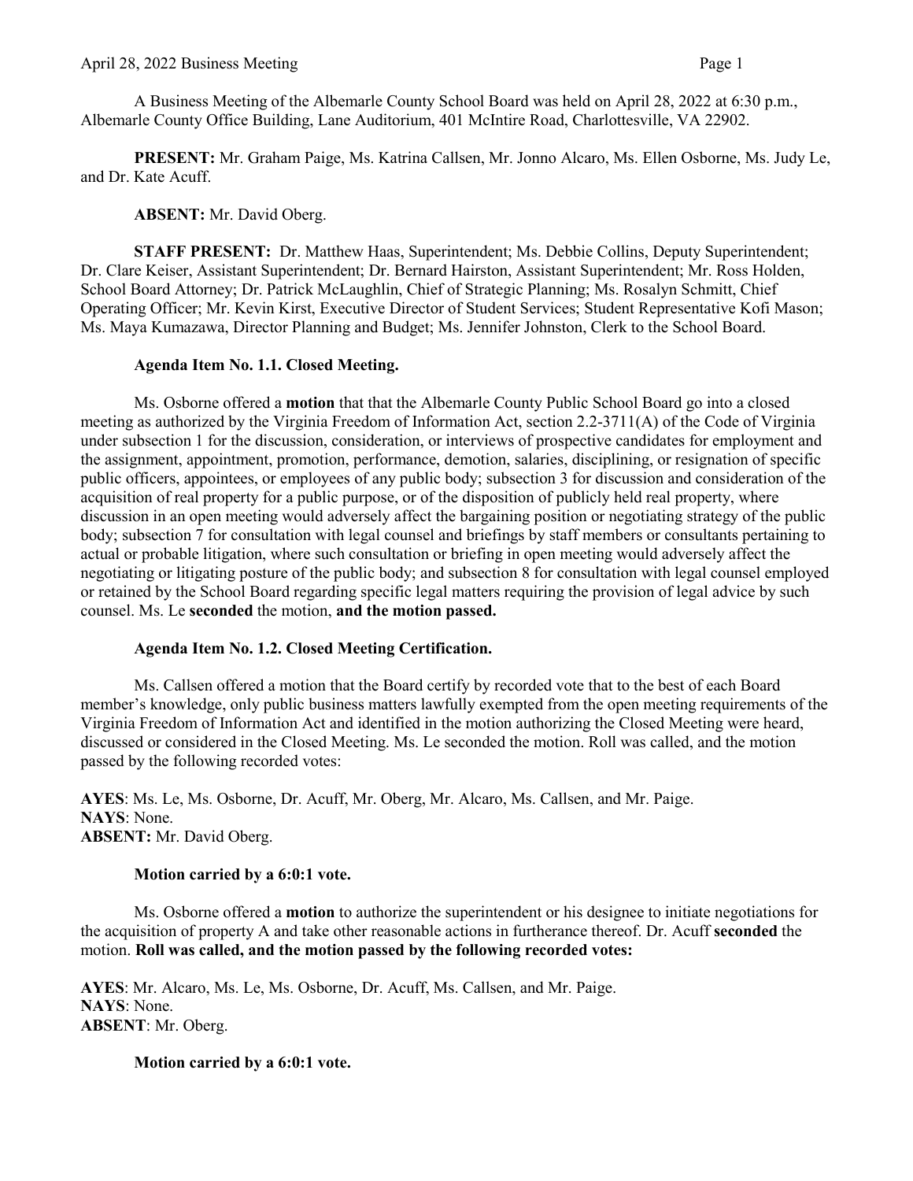A Business Meeting of the Albemarle County School Board was held on April 28, 2022 at 6:30 p.m., Albemarle County Office Building, Lane Auditorium, 401 McIntire Road, Charlottesville, VA 22902.

**PRESENT:** Mr. Graham Paige, Ms. Katrina Callsen, Mr. Jonno Alcaro, Ms. Ellen Osborne, Ms. Judy Le, and Dr. Kate Acuff.

**ABSENT:** Mr. David Oberg.

**STAFF PRESENT:** Dr. Matthew Haas, Superintendent; Ms. Debbie Collins, Deputy Superintendent; Dr. Clare Keiser, Assistant Superintendent; Dr. Bernard Hairston, Assistant Superintendent; Mr. Ross Holden, School Board Attorney; Dr. Patrick McLaughlin, Chief of Strategic Planning; Ms. Rosalyn Schmitt, Chief Operating Officer; Mr. Kevin Kirst, Executive Director of Student Services; Student Representative Kofi Mason; Ms. Maya Kumazawa, Director Planning and Budget; Ms. Jennifer Johnston, Clerk to the School Board.

**Agenda Item No. 1.1. Closed Meeting.**

Ms. Osborne offered a **motion** that that the Albemarle County Public School Board go into a closed meeting as authorized by the Virginia Freedom of Information Act, section 2.2-3711(A) of the Code of Virginia under subsection 1 for the discussion, consideration, or interviews of prospective candidates for employment and the assignment, appointment, promotion, performance, demotion, salaries, disciplining, or resignation of specific public officers, appointees, or employees of any public body; subsection 3 for discussion and consideration of the acquisition of real property for a public purpose, or of the disposition of publicly held real property, where discussion in an open meeting would adversely affect the bargaining position or negotiating strategy of the public body; subsection 7 for consultation with legal counsel and briefings by staff members or consultants pertaining to actual or probable litigation, where such consultation or briefing in open meeting would adversely affect the negotiating or litigating posture of the public body; and subsection 8 for consultation with legal counsel employed or retained by the School Board regarding specific legal matters requiring the provision of legal advice by such counsel. Ms. Le **seconded** the motion, **and the motion passed.**

**Agenda Item No. 1.2. Closed Meeting Certification.**

Ms. Callsen offered a motion that the Board certify by recorded vote that to the best of each Board member's knowledge, only public business matters lawfully exempted from the open meeting requirements of the Virginia Freedom of Information Act and identified in the motion authorizing the Closed Meeting were heard, discussed or considered in the Closed Meeting. Ms. Le seconded the motion. Roll was called, and the motion passed by the following recorded votes:

**AYES**: Ms. Le, Ms. Osborne, Dr. Acuff, Mr. Oberg, Mr. Alcaro, Ms. Callsen, and Mr. Paige.
**NAYS**: None.
**ABSENT:** Mr. David Oberg.

**Motion carried by a 6:0:1 vote.**

Ms. Osborne offered a **motion** to authorize the superintendent or his designee to initiate negotiations for the acquisition of property A and take other reasonable actions in furtherance thereof. Dr. Acuff **seconded** the motion. **Roll was called, and the motion passed by the following recorded votes:**

**AYES**: Mr. Alcaro, Ms. Le, Ms. Osborne, Dr. Acuff, Ms. Callsen, and Mr. Paige.
**NAYS**: None.
**ABSENT**: Mr. Oberg.

**Motion carried by a 6:0:1 vote.**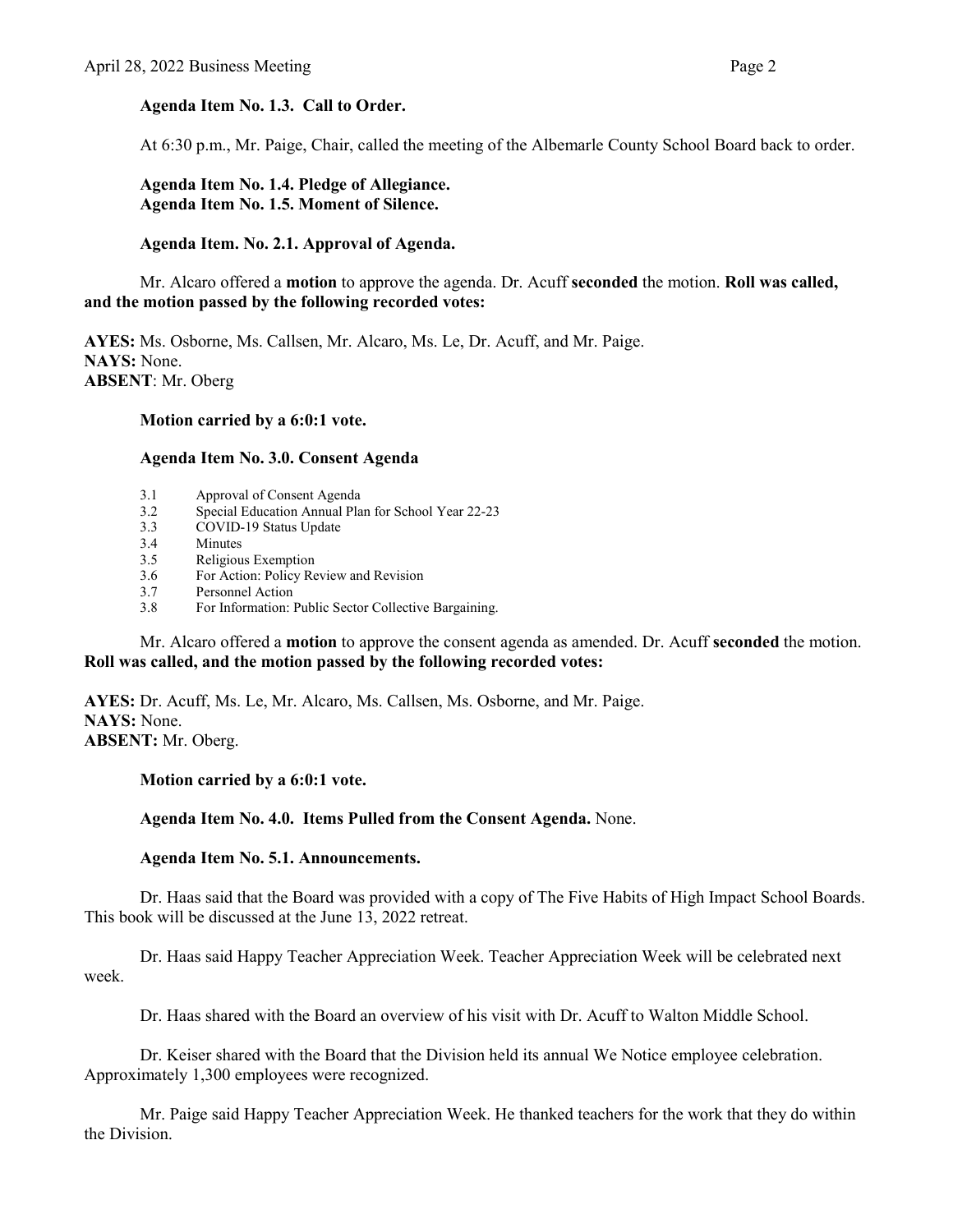**Agenda Item No. 1.3. Call to Order.**

At 6:30 p.m., Mr. Paige, Chair, called the meeting of the Albemarle County School Board back to order.

**Agenda Item No. 1.4. Pledge of Allegiance.**
**Agenda Item No. 1.5. Moment of Silence.**

**Agenda Item. No. 2.1. Approval of Agenda.**

Mr. Alcaro offered a **motion** to approve the agenda. Dr. Acuff **seconded** the motion. **Roll was called, and the motion passed by the following recorded votes:**

**AYES:** Ms. Osborne, Ms. Callsen, Mr. Alcaro, Ms. Le, Dr. Acuff, and Mr. Paige.
**NAYS:** None.
**ABSENT**: Mr. Oberg

**Motion carried by a 6:0:1 vote.**

**Agenda Item No. 3.0. Consent Agenda**

- 3.1 Approval of Consent Agenda
- 3.2 Special Education Annual Plan for School Year 22-23
- 3.3 COVID-19 Status Update
- 3.4 Minutes
- 3.5 Religious Exemption
- 3.6 For Action: Policy Review and Revision
- 3.7 Personnel Action
- 3.8 For Information: Public Sector Collective Bargaining.

Mr. Alcaro offered a **motion** to approve the consent agenda as amended. Dr. Acuff **seconded** the motion. **Roll was called, and the motion passed by the following recorded votes:**

**AYES:** Dr. Acuff, Ms. Le, Mr. Alcaro, Ms. Callsen, Ms. Osborne, and Mr. Paige.
**NAYS:** None.
**ABSENT:** Mr. Oberg.

**Motion carried by a 6:0:1 vote.**

**Agenda Item No. 4.0. Items Pulled from the Consent Agenda.** None.

**Agenda Item No. 5.1. Announcements.**

Dr. Haas said that the Board was provided with a copy of The Five Habits of High Impact School Boards. This book will be discussed at the June 13, 2022 retreat.

Dr. Haas said Happy Teacher Appreciation Week. Teacher Appreciation Week will be celebrated next week.

Dr. Haas shared with the Board an overview of his visit with Dr. Acuff to Walton Middle School.

Dr. Keiser shared with the Board that the Division held its annual We Notice employee celebration. Approximately 1,300 employees were recognized.

Mr. Paige said Happy Teacher Appreciation Week. He thanked teachers for the work that they do within the Division.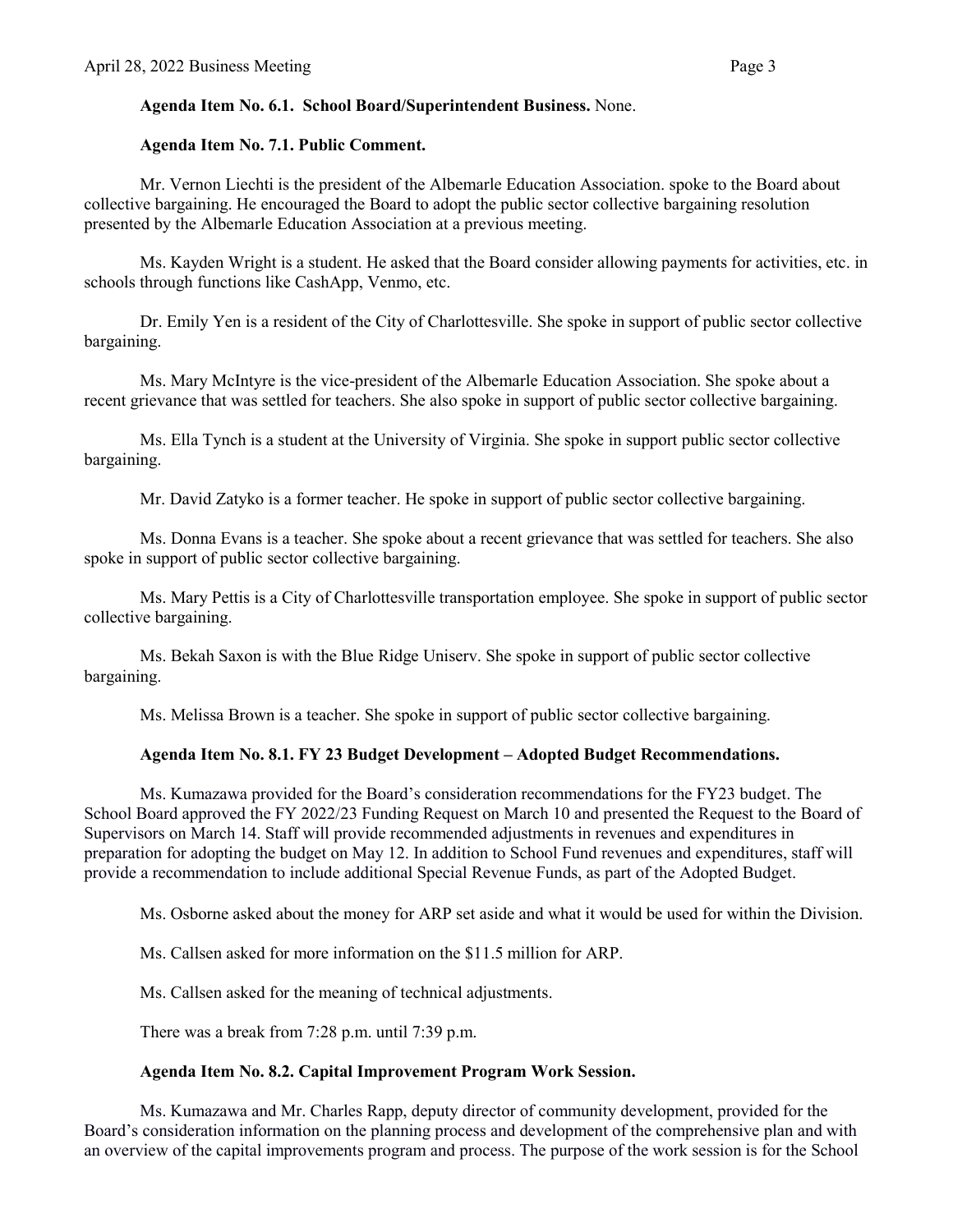**Agenda Item No. 6.1. School Board/Superintendent Business.** None.

**Agenda Item No. 7.1. Public Comment.**

Mr. Vernon Liechti is the president of the Albemarle Education Association. spoke to the Board about collective bargaining. He encouraged the Board to adopt the public sector collective bargaining resolution presented by the Albemarle Education Association at a previous meeting.

Ms. Kayden Wright is a student. He asked that the Board consider allowing payments for activities, etc. in schools through functions like CashApp, Venmo, etc.

Dr. Emily Yen is a resident of the City of Charlottesville. She spoke in support of public sector collective bargaining.

Ms. Mary McIntyre is the vice-president of the Albemarle Education Association. She spoke about a recent grievance that was settled for teachers. She also spoke in support of public sector collective bargaining.

Ms. Ella Tynch is a student at the University of Virginia. She spoke in support public sector collective bargaining.

Mr. David Zatyko is a former teacher. He spoke in support of public sector collective bargaining.

Ms. Donna Evans is a teacher. She spoke about a recent grievance that was settled for teachers. She also spoke in support of public sector collective bargaining.

Ms. Mary Pettis is a City of Charlottesville transportation employee. She spoke in support of public sector collective bargaining.

Ms. Bekah Saxon is with the Blue Ridge Uniserv. She spoke in support of public sector collective bargaining.

Ms. Melissa Brown is a teacher. She spoke in support of public sector collective bargaining.

**Agenda Item No. 8.1. FY 23 Budget Development – Adopted Budget Recommendations.**

Ms. Kumazawa provided for the Board's consideration recommendations for the FY23 budget. The School Board approved the FY 2022/23 Funding Request on March 10 and presented the Request to the Board of Supervisors on March 14. Staff will provide recommended adjustments in revenues and expenditures in preparation for adopting the budget on May 12. In addition to School Fund revenues and expenditures, staff will provide a recommendation to include additional Special Revenue Funds, as part of the Adopted Budget.

Ms. Osborne asked about the money for ARP set aside and what it would be used for within the Division.

Ms. Callsen asked for more information on the $11.5 million for ARP.

Ms. Callsen asked for the meaning of technical adjustments.

There was a break from 7:28 p.m. until 7:39 p.m.

**Agenda Item No. 8.2. Capital Improvement Program Work Session.**

Ms. Kumazawa and Mr. Charles Rapp, deputy director of community development, provided for the Board's consideration information on the planning process and development of the comprehensive plan and with an overview of the capital improvements program and process. The purpose of the work session is for the School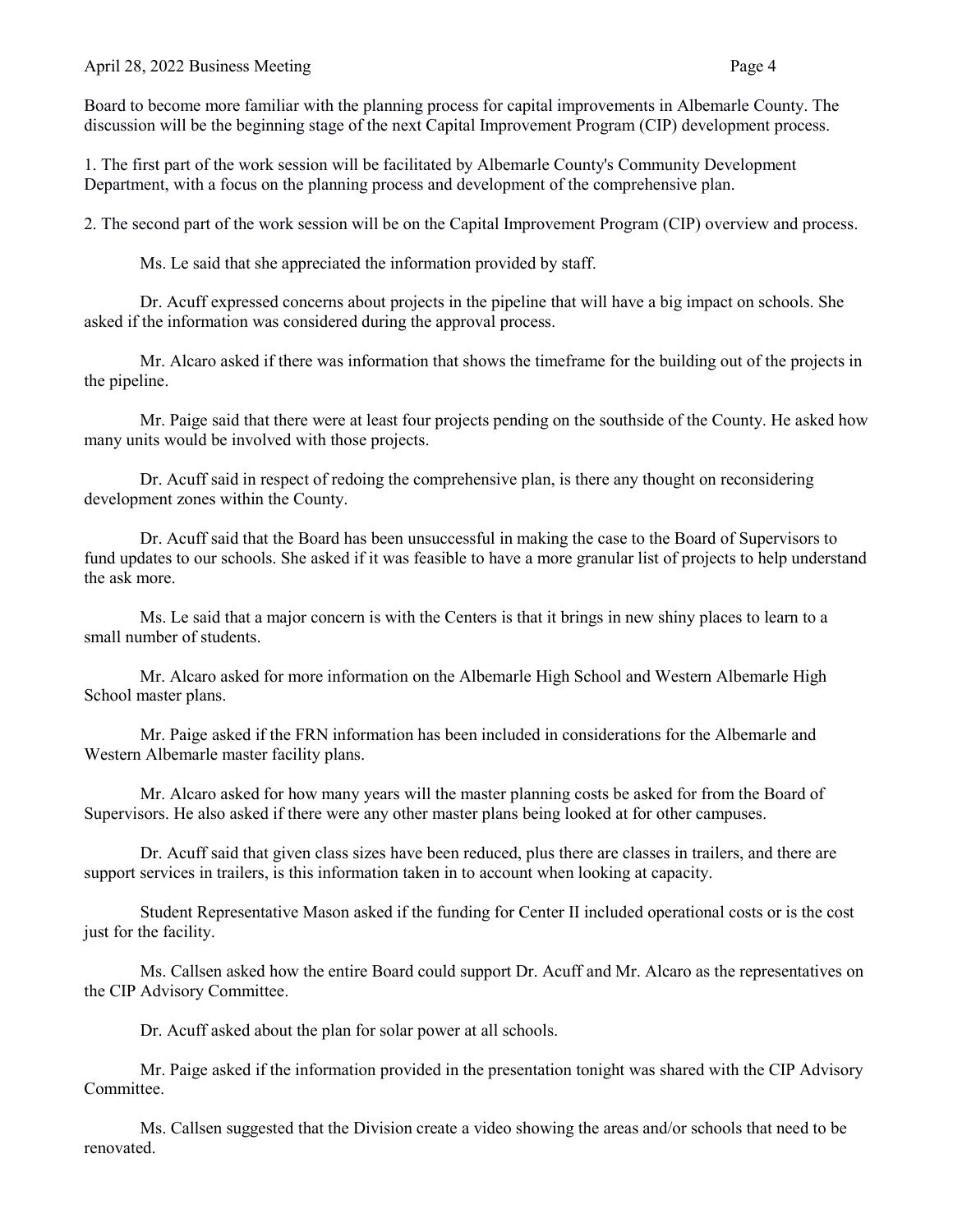Board to become more familiar with the planning process for capital improvements in Albemarle County. The discussion will be the beginning stage of the next Capital Improvement Program (CIP) development process.

1. The first part of the work session will be facilitated by Albemarle County's Community Development Department, with a focus on the planning process and development of the comprehensive plan.

2. The second part of the work session will be on the Capital Improvement Program (CIP) overview and process.

Ms. Le said that she appreciated the information provided by staff.

Dr. Acuff expressed concerns about projects in the pipeline that will have a big impact on schools. She asked if the information was considered during the approval process.

Mr. Alcaro asked if there was information that shows the timeframe for the building out of the projects in the pipeline.

Mr. Paige said that there were at least four projects pending on the southside of the County. He asked how many units would be involved with those projects.

Dr. Acuff said in respect of redoing the comprehensive plan, is there any thought on reconsidering development zones within the County.

Dr. Acuff said that the Board has been unsuccessful in making the case to the Board of Supervisors to fund updates to our schools. She asked if it was feasible to have a more granular list of projects to help understand the ask more.

Ms. Le said that a major concern is with the Centers is that it brings in new shiny places to learn to a small number of students.

Mr. Alcaro asked for more information on the Albemarle High School and Western Albemarle High School master plans.

Mr. Paige asked if the FRN information has been included in considerations for the Albemarle and Western Albemarle master facility plans.

Mr. Alcaro asked for how many years will the master planning costs be asked for from the Board of Supervisors. He also asked if there were any other master plans being looked at for other campuses.

Dr. Acuff said that given class sizes have been reduced, plus there are classes in trailers, and there are support services in trailers, is this information taken in to account when looking at capacity.

Student Representative Mason asked if the funding for Center II included operational costs or is the cost just for the facility.

Ms. Callsen asked how the entire Board could support Dr. Acuff and Mr. Alcaro as the representatives on the CIP Advisory Committee.

Dr. Acuff asked about the plan for solar power at all schools.

Mr. Paige asked if the information provided in the presentation tonight was shared with the CIP Advisory Committee.

Ms. Callsen suggested that the Division create a video showing the areas and/or schools that need to be renovated.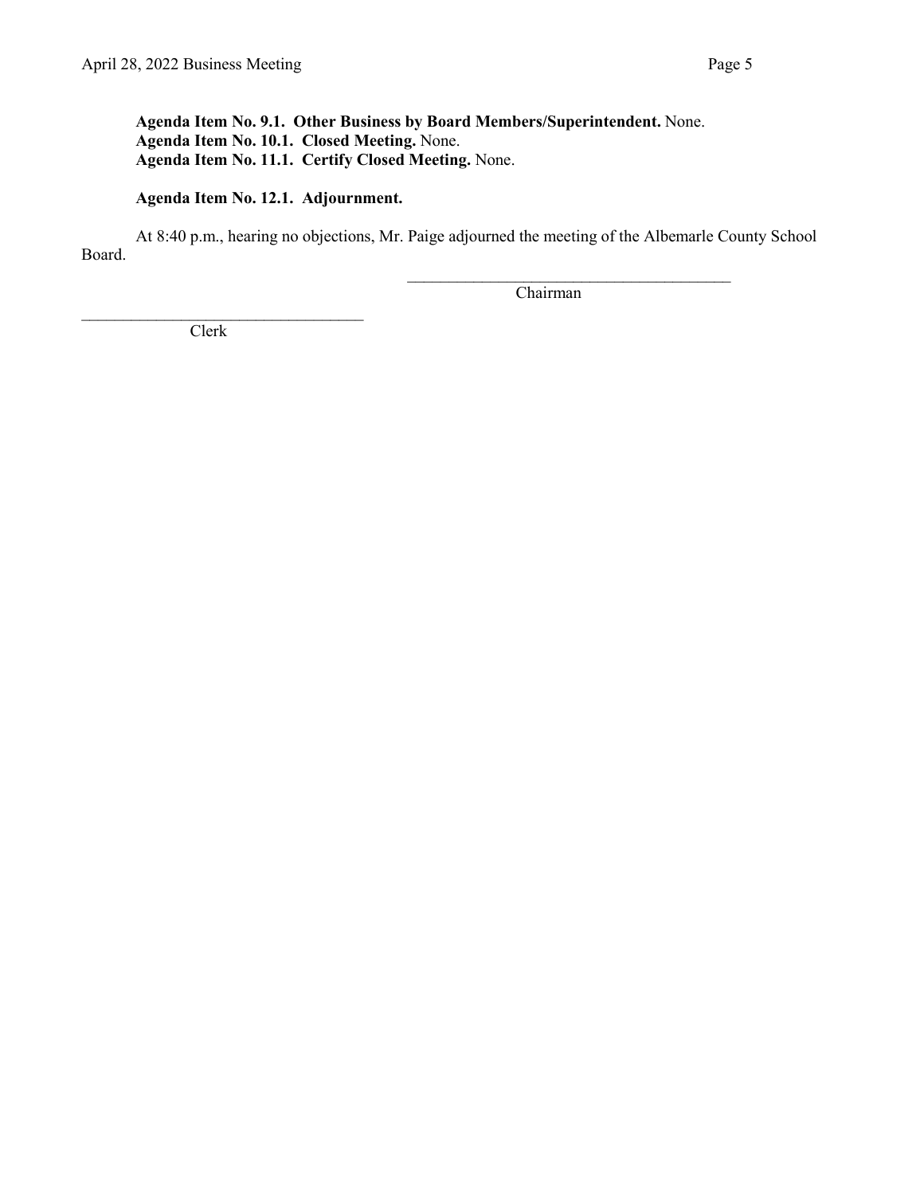**Agenda Item No. 9.1. Other Business by Board Members/Superintendent.** None.
**Agenda Item No. 10.1. Closed Meeting.** None.
**Agenda Item No. 11.1. Certify Closed Meeting.** None.

**Agenda Item No. 12.1. Adjournment.**

At 8:40 p.m., hearing no objections, Mr. Paige adjourned the meeting of the Albemarle County School Board.

\_\_\_\_\_\_\_\_\_\_\_\_\_\_\_\_\_\_\_\_\_\_\_\_\_\_\_\_\_\_\_\_\_\_\_\_\_\_\_\_
Chairman

\_\_\_\_\_\_\_\_\_\_\_\_\_\_\_\_\_\_\_\_\_\_\_\_\_\_\_\_\_\_\_\_\_\_\_\_
Clerk